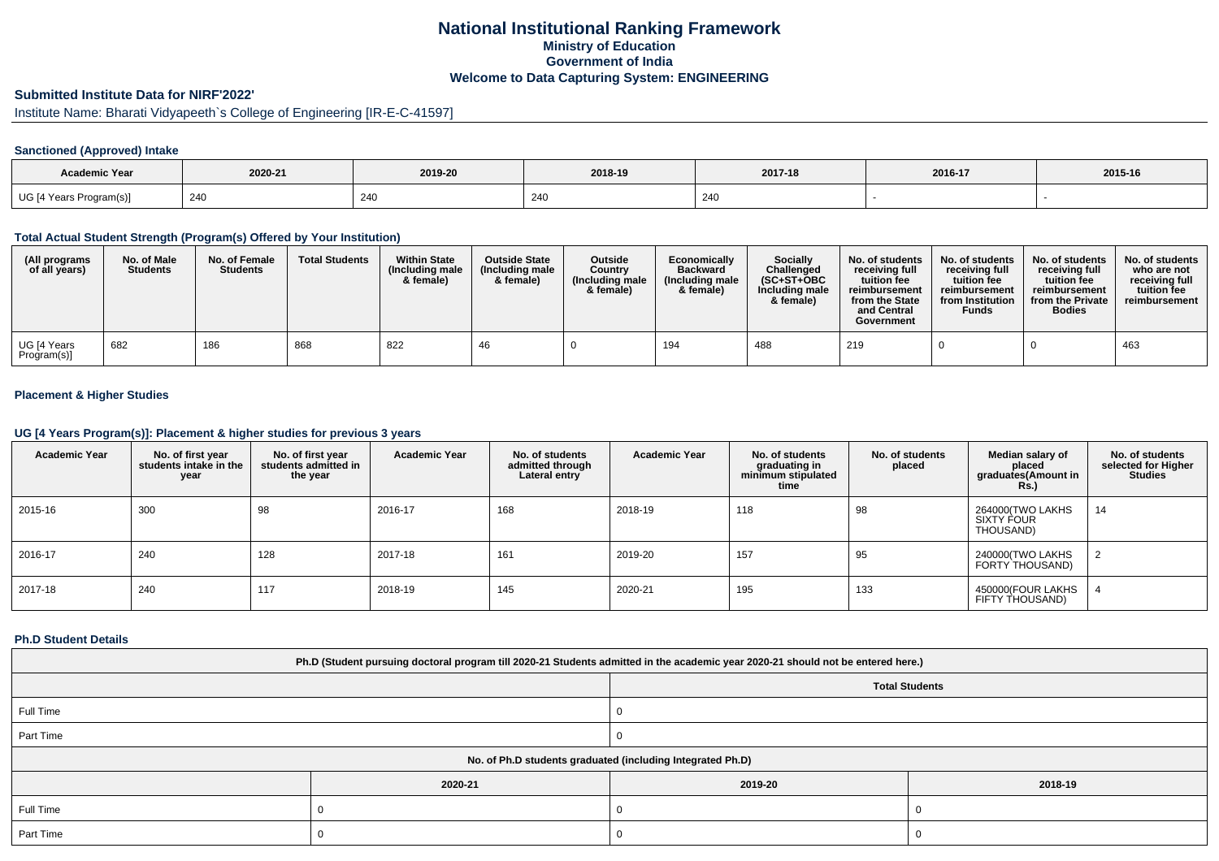# National Institutional Ranking Framework
## Ministry of Education
## Government of India
## Welcome to Data Capturing System: ENGINEERING

### Submitted Institute Data for NIRF'2022'

Institute Name: Bharati Vidyapeeth`s College of Engineering [IR-E-C-41597]

#### Sanctioned (Approved) Intake

| Academic Year | 2020-21 | 2019-20 | 2018-19 | 2017-18 | 2016-17 | 2015-16 |
|---|---|---|---|---|---|---|
| UG [4 Years Program(s)] | 240 | 240 | 240 | 240 | - | - |

#### Total Actual Student Strength (Program(s) Offered by Your Institution)

| (All programs of all years) | No. of Male Students | No. of Female Students | Total Students | Within State (Including male & female) | Outside State (Including male & female) | Outside Country (Including male & female) | Economically Backward (Including male & female) | Socially Challenged (SC+ST+OBC Including male & female) | No. of students receiving full tuition fee reimbursement from the State and Central Government | No. of students receiving full tuition fee reimbursement from Institution Funds | No. of students receiving full tuition fee reimbursement from the Private Bodies | No. of students who are not receiving full tuition fee reimbursement |
|---|---|---|---|---|---|---|---|---|---|---|---|---|
| UG [4 Years Program(s)] | 682 | 186 | 868 | 822 | 46 | 0 | 194 | 488 | 219 | 0 | 0 | 463 |

#### Placement & Higher Studies

#### UG [4 Years Program(s)]: Placement & higher studies for previous 3 years

| Academic Year | No. of first year students intake in the year | No. of first year students admitted in the year | Academic Year | No. of students admitted through Lateral entry | Academic Year | No. of students graduating in minimum stipulated time | No. of students placed | Median salary of placed graduates(Amount in Rs.) | No. of students selected for Higher Studies |
|---|---|---|---|---|---|---|---|---|---|
| 2015-16 | 300 | 98 | 2016-17 | 168 | 2018-19 | 118 | 98 | 264000(TWO LAKHS SIXTY FOUR THOUSAND) | 14 |
| 2016-17 | 240 | 128 | 2017-18 | 161 | 2019-20 | 157 | 95 | 240000(TWO LAKHS FORTY THOUSAND) | 2 |
| 2017-18 | 240 | 117 | 2018-19 | 145 | 2020-21 | 195 | 133 | 450000(FOUR LAKHS FIFTY THOUSAND) | 4 |

#### Ph.D Student Details

| Ph.D (Student pursuing doctoral program till 2020-21 Students admitted in the academic year 2020-21 should not be entered here.) | | | |
|---|---|---|---|
| | Total Students | | |
| Full Time | 0 | | |
| Part Time | 0 | | |
| No. of Ph.D students graduated (including Integrated Ph.D) | | | |
| | 2020-21 | 2019-20 | 2018-19 |
| Full Time | 0 | 0 | 0 |
| Part Time | 0 | 0 | 0 |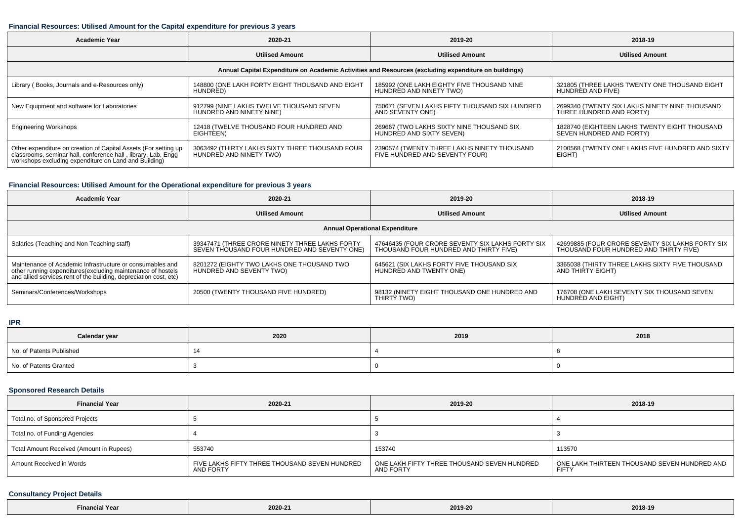### Financial Resources: Utilised Amount for the Capital expenditure for previous 3 years

| Academic Year | 2020-21 | 2019-20 | 2018-19 |
|---|---|---|---|
| | **Utilised Amount** | **Utilised Amount** | **Utilised Amount** |
| **Annual Capital Expenditure on Academic Activities and Resources (excluding expenditure on buildings)** | | | |
| Library ( Books, Journals and e-Resources only) | 148800 (ONE LAKH FORTY EIGHT THOUSAND AND EIGHT HUNDRED) | 185992 (ONE LAKH EIGHTY FIVE THOUSAND NINE HUNDRED AND NINETY TWO) | 321805 (THREE LAKHS TWENTY ONE THOUSAND EIGHT HUNDRED AND FIVE) |
| New Equipment and software for Laboratories | 912799 (NINE LAKHS TWELVE THOUSAND SEVEN HUNDRED AND NINETY NINE) | 750671 (SEVEN LAKHS FIFTY THOUSAND SIX HUNDRED AND SEVENTY ONE) | 2699340 (TWENTY SIX LAKHS NINETY NINE THOUSAND THREE HUNDRED AND FORTY) |
| Engineering Workshops | 12418 (TWELVE THOUSAND FOUR HUNDRED AND EIGHTEEN) | 269667 (TWO LAKHS SIXTY NINE THOUSAND SIX HUNDRED AND SIXTY SEVEN) | 1828740 (EIGHTEEN LAKHS TWENTY EIGHT THOUSAND SEVEN HUNDRED AND FORTY) |
| Other expenditure on creation of Capital Assets (For setting up classrooms, seminar hall, conference hall , library, Lab, Engg workshops excluding expenditure on Land and Building) | 3063492 (THIRTY LAKHS SIXTY THREE THOUSAND FOUR HUNDRED AND NINETY TWO) | 2390574 (TWENTY THREE LAKHS NINETY THOUSAND FIVE HUNDRED AND SEVENTY FOUR) | 2100568 (TWENTY ONE LAKHS FIVE HUNDRED AND SIXTY EIGHT) |

### Financial Resources: Utilised Amount for the Operational expenditure for previous 3 years

| Academic Year | 2020-21 | 2019-20 | 2018-19 |
|---|---|---|---|
| | **Utilised Amount** | **Utilised Amount** | **Utilised Amount** |
| **Annual Operational Expenditure** | | | |
| Salaries (Teaching and Non Teaching staff) | 39347471 (THREE CRORE NINETY THREE LAKHS FORTY SEVEN THOUSAND FOUR HUNDRED AND SEVENTY ONE) | 47646435 (FOUR CRORE SEVENTY SIX LAKHS FORTY SIX THOUSAND FOUR HUNDRED AND THIRTY FIVE) | 42699885 (FOUR CRORE SEVENTY SIX LAKHS FORTY SIX THOUSAND FOUR HUNDRED AND THIRTY FIVE) |
| Maintenance of Academic Infrastructure or consumables and other running expenditures(excluding maintenance of hostels and allied services,rent of the building, depreciation cost, etc) | 8201272 (EIGHTY TWO LAKHS ONE THOUSAND TWO HUNDRED AND SEVENTY TWO) | 645621 (SIX LAKHS FORTY FIVE THOUSAND SIX HUNDRED AND TWENTY ONE) | 3365038 (THIRTY THREE LAKHS SIXTY FIVE THOUSAND AND THIRTY EIGHT) |
| Seminars/Conferences/Workshops | 20500 (TWENTY THOUSAND FIVE HUNDRED) | 98132 (NINETY EIGHT THOUSAND ONE HUNDRED AND THIRTY TWO) | 176708 (ONE LAKH SEVENTY SIX THOUSAND SEVEN HUNDRED AND EIGHT) |

### IPR

| Calendar year | 2020 | 2019 | 2018 |
|---|---|---|---|
| No. of Patents Published | 14 | 4 | 6 |
| No. of Patents Granted | 3 | 0 | 0 |

### Sponsored Research Details

| Financial Year | 2020-21 | 2019-20 | 2018-19 |
|---|---|---|---|
| Total no. of Sponsored Projects | 5 | 5 | 4 |
| Total no. of Funding Agencies | 4 | 3 | 3 |
| Total Amount Received (Amount in Rupees) | 553740 | 153740 | 113570 |
| Amount Received in Words | FIVE LAKHS FIFTY THREE THOUSAND SEVEN HUNDRED AND FORTY | ONE LAKH FIFTY THREE THOUSAND SEVEN HUNDRED AND FORTY | ONE LAKH THIRTEEN THOUSAND SEVEN HUNDRED AND FIFTY |

### Consultancy Project Details

| Financial Year | 2020-21 | 2019-20 | 2018-19 |
|---|---|---|---|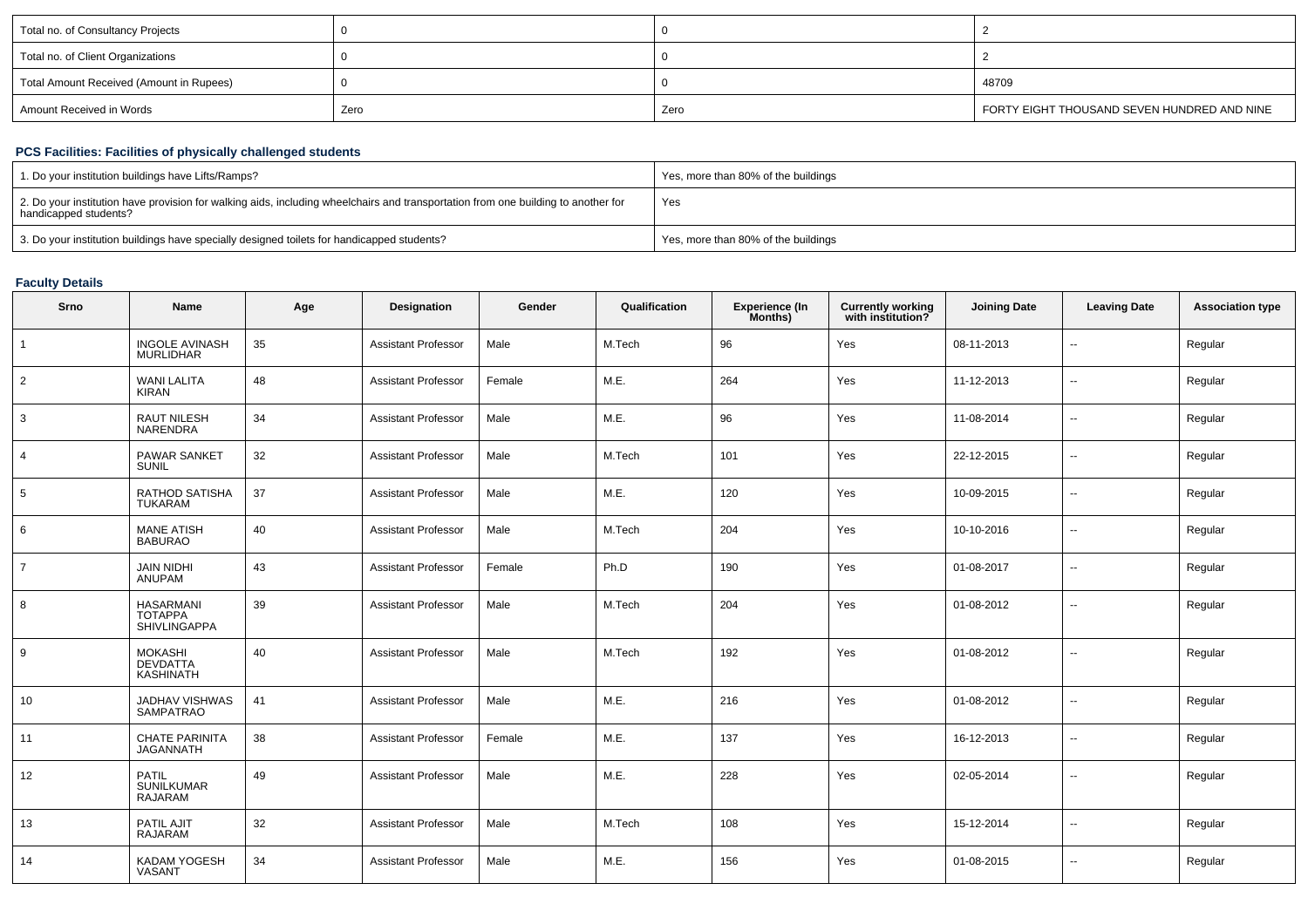| Total no. of Consultancy Projects | 0 | 0 | 2 |
|---|---|---|---|
| Total no. of Client Organizations | 0 | 0 | 2 |
| Total Amount Received (Amount in Rupees) | 0 | 0 | 48709 |
| Amount Received in Words | Zero | Zero | FORTY EIGHT THOUSAND SEVEN HUNDRED AND NINE |

### PCS Facilities: Facilities of physically challenged students

| 1. Do your institution buildings have Lifts/Ramps? | Yes, more than 80% of the buildings |
|---|---|
| 2. Do your institution have provision for walking aids, including wheelchairs and transportation from one building to another for handicapped students? | Yes |
| 3. Do your institution buildings have specially designed toilets for handicapped students? | Yes, more than 80% of the buildings |

### Faculty Details

| Srno | Name | Age | Designation | Gender | Qualification | Experience (In Months) | Currently working with institution? | Joining Date | Leaving Date | Association type |
|---|---|---|---|---|---|---|---|---|---|---|
| 1 | INGOLE AVINASH MURLIDHAR | 35 | Assistant Professor | Male | M.Tech | 96 | Yes | 08-11-2013 | -- | Regular |
| 2 | WANI LALITA KIRAN | 48 | Assistant Professor | Female | M.E. | 264 | Yes | 11-12-2013 | -- | Regular |
| 3 | RAUT NILESH NARENDRA | 34 | Assistant Professor | Male | M.E. | 96 | Yes | 11-08-2014 | -- | Regular |
| 4 | PAWAR SANKET SUNIL | 32 | Assistant Professor | Male | M.Tech | 101 | Yes | 22-12-2015 | -- | Regular |
| 5 | RATHOD SATISHA TUKARAM | 37 | Assistant Professor | Male | M.E. | 120 | Yes | 10-09-2015 | -- | Regular |
| 6 | MANE ATISH BABURAO | 40 | Assistant Professor | Male | M.Tech | 204 | Yes | 10-10-2016 | -- | Regular |
| 7 | JAIN NIDHI ANUPAM | 43 | Assistant Professor | Female | Ph.D | 190 | Yes | 01-08-2017 | -- | Regular |
| 8 | HASARMANI TOTAPPA SHIVLINGAPPA | 39 | Assistant Professor | Male | M.Tech | 204 | Yes | 01-08-2012 | -- | Regular |
| 9 | MOKASHI DEVDATTA KASHINATH | 40 | Assistant Professor | Male | M.Tech | 192 | Yes | 01-08-2012 | -- | Regular |
| 10 | JADHAV VISHWAS SAMPATRAO | 41 | Assistant Professor | Male | M.E. | 216 | Yes | 01-08-2012 | -- | Regular |
| 11 | CHATE PARINITA JAGANNATH | 38 | Assistant Professor | Female | M.E. | 137 | Yes | 16-12-2013 | -- | Regular |
| 12 | PATIL SUNILKUMAR RAJARAM | 49 | Assistant Professor | Male | M.E. | 228 | Yes | 02-05-2014 | -- | Regular |
| 13 | PATIL AJIT RAJARAM | 32 | Assistant Professor | Male | M.Tech | 108 | Yes | 15-12-2014 | -- | Regular |
| 14 | KADAM YOGESH VASANT | 34 | Assistant Professor | Male | M.E. | 156 | Yes | 01-08-2015 | -- | Regular |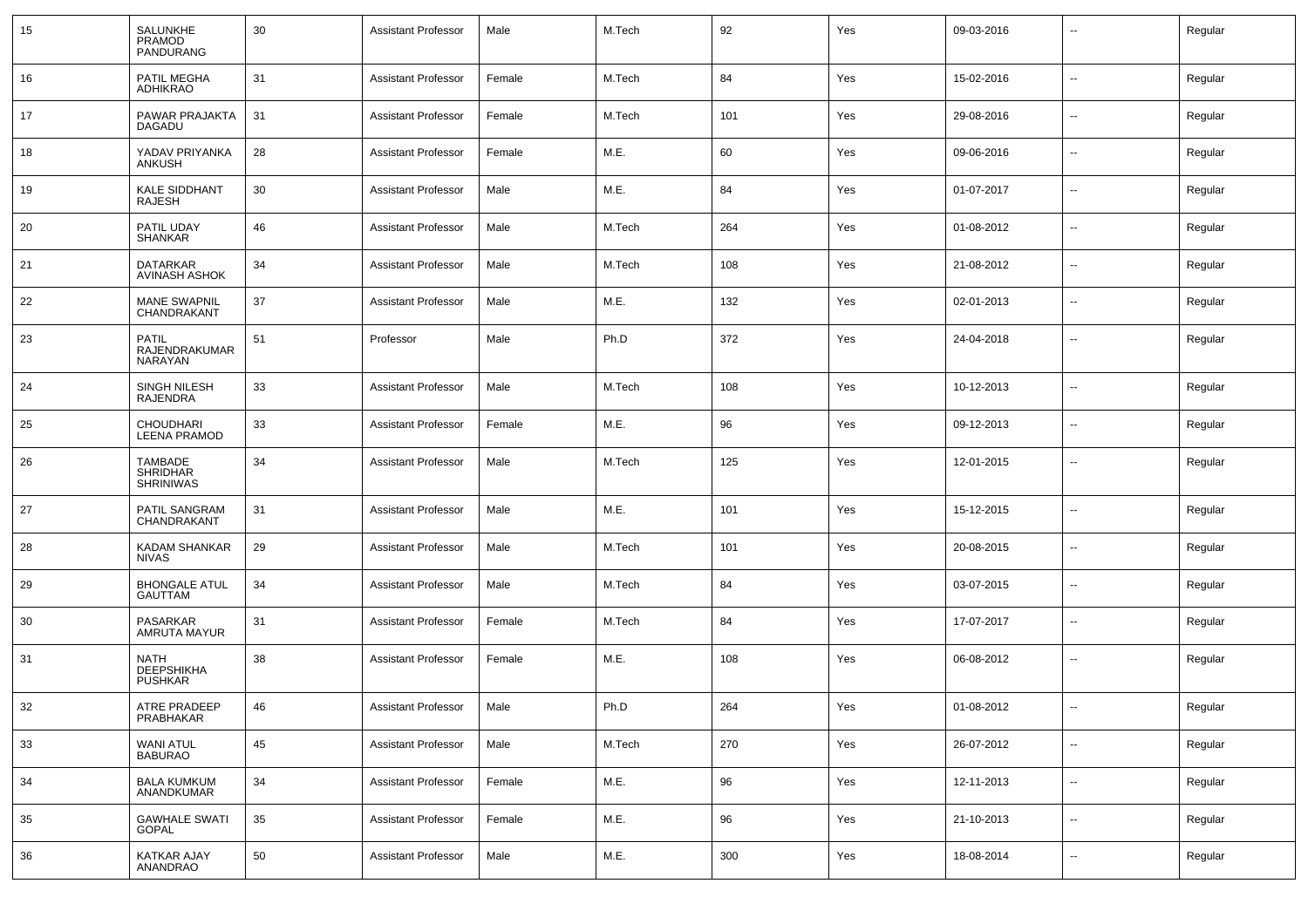| 15 | SALUNKHE PRAMOD PANDURANG | 30 | Assistant Professor | Male | M.Tech | 92 | Yes | 09-03-2016 | -- | Regular |
|---|---|---|---|---|---|---|---|---|---|---|
| 16 | PATIL MEGHA ADHIKRAO | 31 | Assistant Professor | Female | M.Tech | 84 | Yes | 15-02-2016 | -- | Regular |
| 17 | PAWAR PRAJAKTA DAGADU | 31 | Assistant Professor | Female | M.Tech | 101 | Yes | 29-08-2016 | -- | Regular |
| 18 | YADAV PRIYANKA ANKUSH | 28 | Assistant Professor | Female | M.E. | 60 | Yes | 09-06-2016 | -- | Regular |
| 19 | KALE SIDDHANT RAJESH | 30 | Assistant Professor | Male | M.E. | 84 | Yes | 01-07-2017 | -- | Regular |
| 20 | PATIL UDAY SHANKAR | 46 | Assistant Professor | Male | M.Tech | 264 | Yes | 01-08-2012 | -- | Regular |
| 21 | DATARKAR AVINASH ASHOK | 34 | Assistant Professor | Male | M.Tech | 108 | Yes | 21-08-2012 | -- | Regular |
| 22 | MANE SWAPNIL CHANDRAKANT | 37 | Assistant Professor | Male | M.E. | 132 | Yes | 02-01-2013 | -- | Regular |
| 23 | PATIL RAJENDRAKUMAR NARAYAN | 51 | Professor | Male | Ph.D | 372 | Yes | 24-04-2018 | -- | Regular |
| 24 | SINGH NILESH RAJENDRA | 33 | Assistant Professor | Male | M.Tech | 108 | Yes | 10-12-2013 | -- | Regular |
| 25 | CHOUDHARI LEENA PRAMOD | 33 | Assistant Professor | Female | M.E. | 96 | Yes | 09-12-2013 | -- | Regular |
| 26 | TAMBADE SHRIDHAR SHRINIWAS | 34 | Assistant Professor | Male | M.Tech | 125 | Yes | 12-01-2015 | -- | Regular |
| 27 | PATIL SANGRAM CHANDRAKANT | 31 | Assistant Professor | Male | M.E. | 101 | Yes | 15-12-2015 | -- | Regular |
| 28 | KADAM SHANKAR NIVAS | 29 | Assistant Professor | Male | M.Tech | 101 | Yes | 20-08-2015 | -- | Regular |
| 29 | BHONGALE ATUL GAUTTAM | 34 | Assistant Professor | Male | M.Tech | 84 | Yes | 03-07-2015 | -- | Regular |
| 30 | PASARKAR AMRUTA MAYUR | 31 | Assistant Professor | Female | M.Tech | 84 | Yes | 17-07-2017 | -- | Regular |
| 31 | NATH DEEPSHIKHA PUSHKAR | 38 | Assistant Professor | Female | M.E. | 108 | Yes | 06-08-2012 | -- | Regular |
| 32 | ATRE PRADEEP PRABHAKAR | 46 | Assistant Professor | Male | Ph.D | 264 | Yes | 01-08-2012 | -- | Regular |
| 33 | WANI ATUL BABURAO | 45 | Assistant Professor | Male | M.Tech | 270 | Yes | 26-07-2012 | -- | Regular |
| 34 | BALA KUMKUM ANANDKUMAR | 34 | Assistant Professor | Female | M.E. | 96 | Yes | 12-11-2013 | -- | Regular |
| 35 | GAWHALE SWATI GOPAL | 35 | Assistant Professor | Female | M.E. | 96 | Yes | 21-10-2013 | -- | Regular |
| 36 | KATKAR AJAY ANANDRAO | 50 | Assistant Professor | Male | M.E. | 300 | Yes | 18-08-2014 | -- | Regular |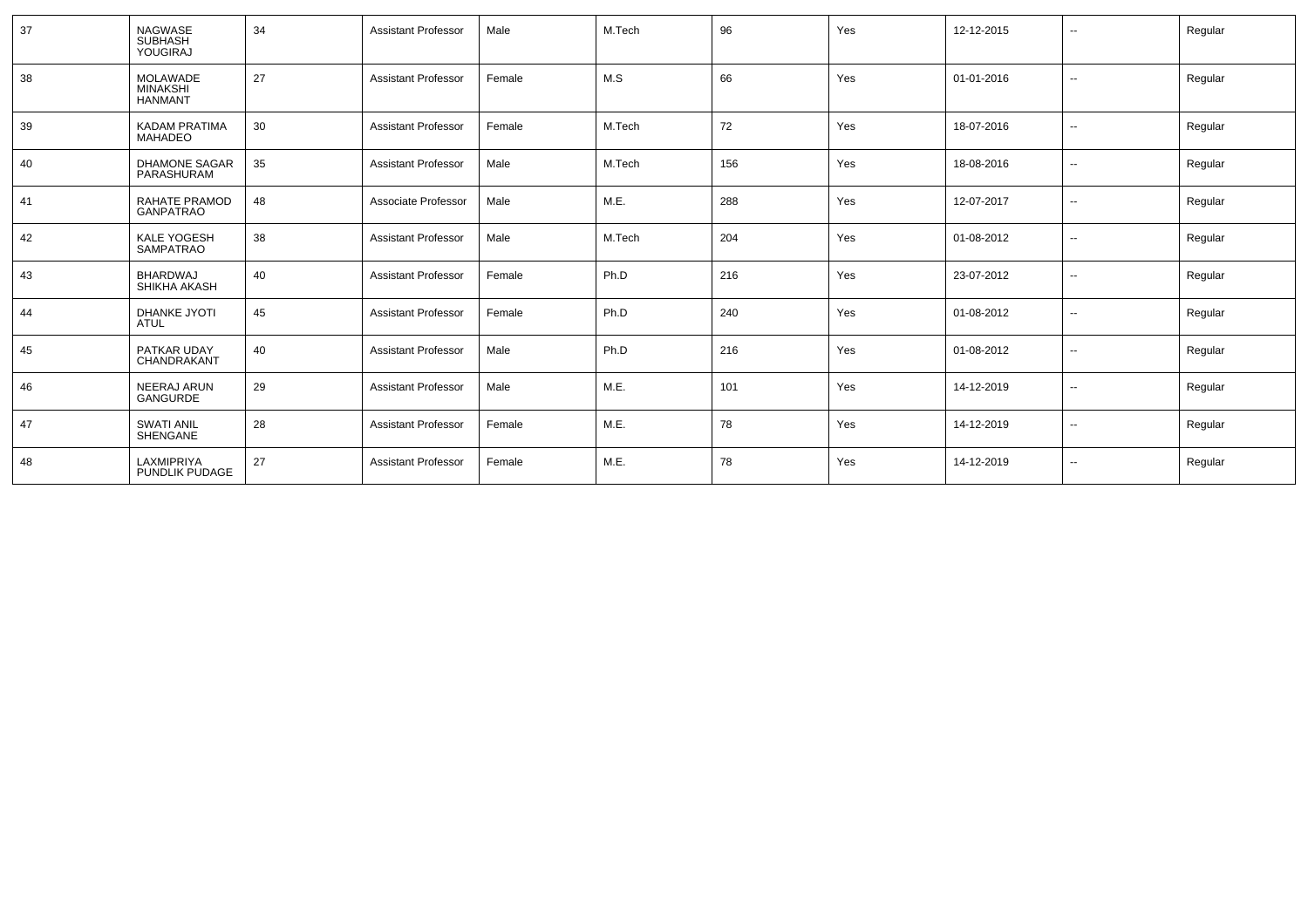| | | | | | | | | | | |
|---|---|---|---|---|---|---|---|---|---|---|
| 37 | NAGWASE SUBHASH YOUGIRAJ | 34 | Assistant Professor | Male | M.Tech | 96 | Yes | 12-12-2015 | -- | Regular |
| 38 | MOLAWADE MINAKSHI HANMANT | 27 | Assistant Professor | Female | M.S | 66 | Yes | 01-01-2016 | -- | Regular |
| 39 | KADAM PRATIMA MAHADEO | 30 | Assistant Professor | Female | M.Tech | 72 | Yes | 18-07-2016 | -- | Regular |
| 40 | DHAMONE SAGAR PARASHURAM | 35 | Assistant Professor | Male | M.Tech | 156 | Yes | 18-08-2016 | -- | Regular |
| 41 | RAHATE PRAMOD GANPATRAO | 48 | Associate Professor | Male | M.E. | 288 | Yes | 12-07-2017 | -- | Regular |
| 42 | KALE YOGESH SAMPATRAO | 38 | Assistant Professor | Male | M.Tech | 204 | Yes | 01-08-2012 | -- | Regular |
| 43 | BHARDWAJ SHIKHA AKASH | 40 | Assistant Professor | Female | Ph.D | 216 | Yes | 23-07-2012 | -- | Regular |
| 44 | DHANKE JYOTI ATUL | 45 | Assistant Professor | Female | Ph.D | 240 | Yes | 01-08-2012 | -- | Regular |
| 45 | PATKAR UDAY CHANDRAKANT | 40 | Assistant Professor | Male | Ph.D | 216 | Yes | 01-08-2012 | -- | Regular |
| 46 | NEERAJ ARUN GANGURDE | 29 | Assistant Professor | Male | M.E. | 101 | Yes | 14-12-2019 | -- | Regular |
| 47 | SWATI ANIL SHENGANE | 28 | Assistant Professor | Female | M.E. | 78 | Yes | 14-12-2019 | -- | Regular |
| 48 | LAXMIPRIYA PUNDLIK PUDAGE | 27 | Assistant Professor | Female | M.E. | 78 | Yes | 14-12-2019 | -- | Regular |